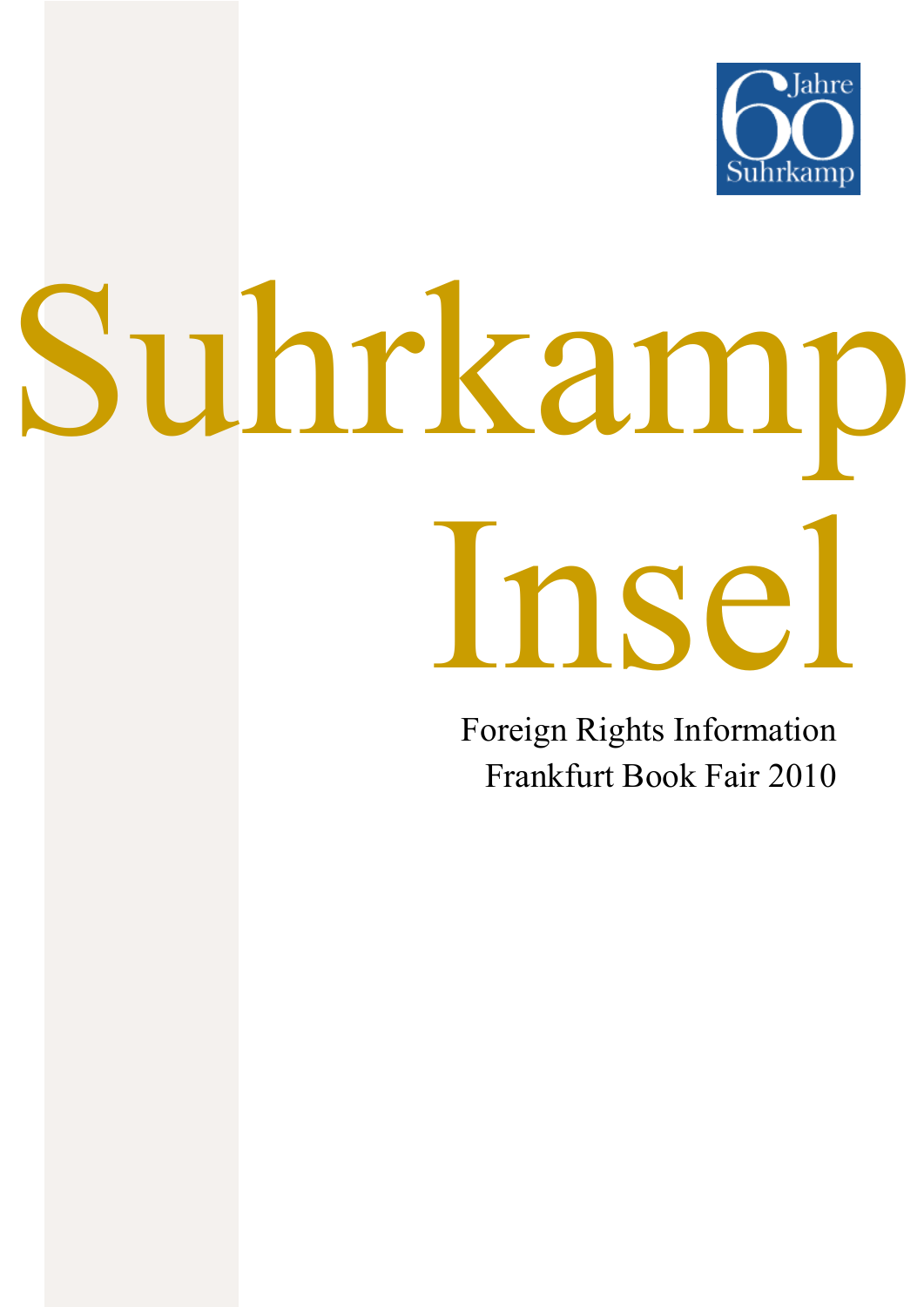60 Jahre Suhrkamp

# Suhrkamp Insel

Foreign Rights Information
Frankfurt Book Fair 2010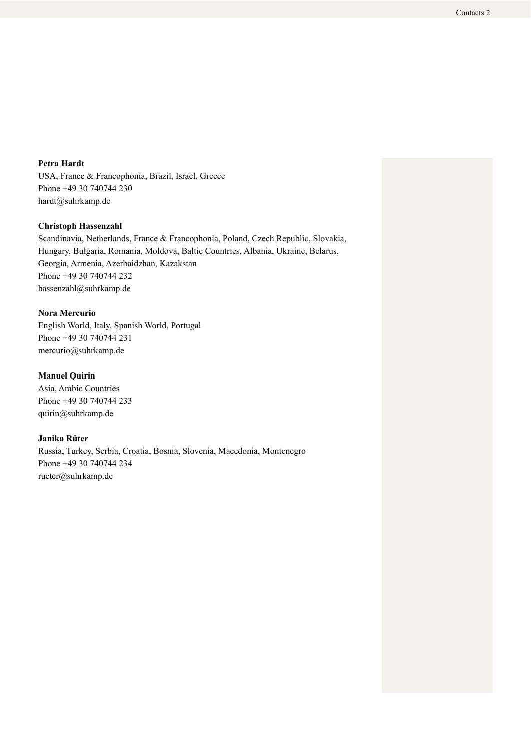**Petra Hardt**
USA, France & Francophonia, Brazil, Israel, Greece
Phone +49 30 740744 230
hardt@suhrkamp.de

**Christoph Hassenzahl**
Scandinavia, Netherlands, France & Francophonia, Poland, Czech Republic, Slovakia, Hungary, Bulgaria, Romania, Moldova, Baltic Countries, Albania, Ukraine, Belarus, Georgia, Armenia, Azerbaidzhan, Kazakstan
Phone +49 30 740744 232
hassenzahl@suhrkamp.de

**Nora Mercurio**
English World, Italy, Spanish World, Portugal
Phone +49 30 740744 231
mercurio@suhrkamp.de

**Manuel Quirin**
Asia, Arabic Countries
Phone +49 30 740744 233
quirin@suhrkamp.de

**Janika Rüter**
Russia, Turkey, Serbia, Croatia, Bosnia, Slovenia, Macedonia, Montenegro
Phone +49 30 740744 234
rueter@suhrkamp.de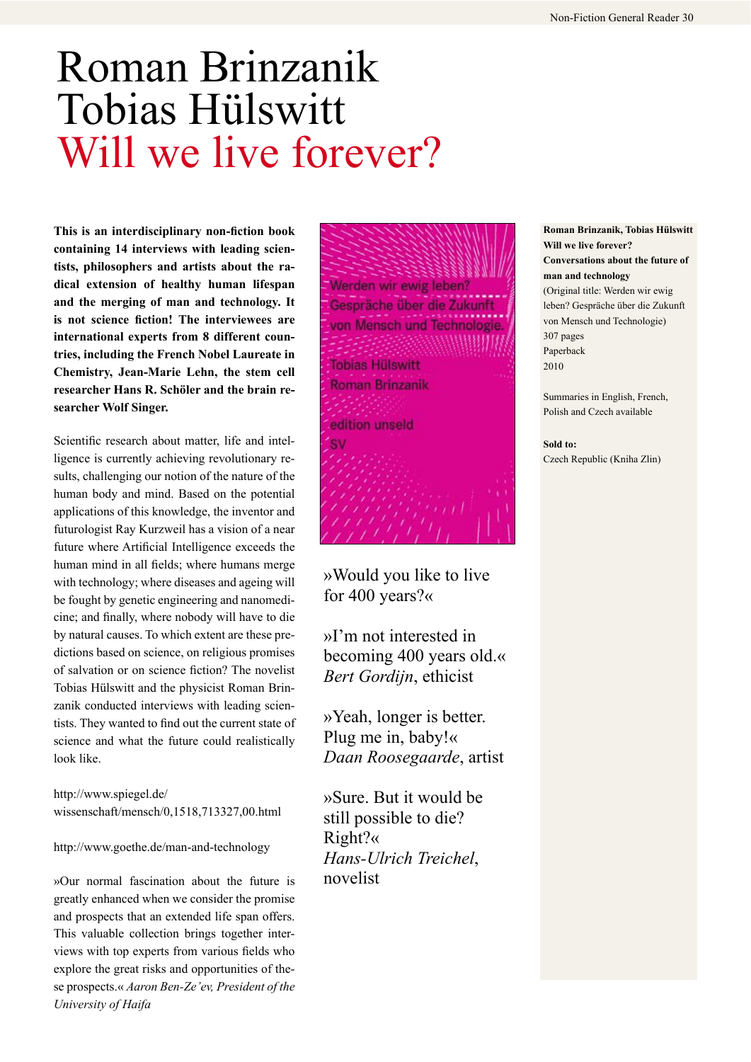# Roman Brinzanik
# Tobias Hülswitt
# Will we live forever?

**This is an interdisciplinary non-fiction book containing 14 interviews with leading scientists, philosophers and artists about the radical extension of healthy human lifespan and the merging of man and technology. It is not science fiction! The interviewees are international experts from 8 different countries, including the French Nobel Laureate in Chemistry, Jean-Marie Lehn, the stem cell researcher Hans R. Schöler and the brain researcher Wolf Singer.**

Scientific research about matter, life and intelligence is currently achieving revolutionary results, challenging our notion of the nature of the human body and mind. Based on the potential applications of this knowledge, the inventor and futurologist Ray Kurzweil has a vision of a near future where Artificial Intelligence exceeds the human mind in all fields; where humans merge with technology; where diseases and ageing will be fought by genetic engineering and nanomedicine; and finally, where nobody will have to die by natural causes. To which extent are these predictions based on science, on religious promises of salvation or on science fiction? The novelist Tobias Hülswitt and the physicist Roman Brinzanik conducted interviews with leading scientists. They wanted to find out the current state of science and what the future could realistically look like.

http://www.spiegel.de/wissenschaft/mensch/0,1518,713327,00.html

http://www.goethe.de/man-and-technology

»Our normal fascination about the future is greatly enhanced when we consider the promise and prospects that an extended life span offers. This valuable collection brings together interviews with top experts from various fields who explore the great risks and opportunities of these prospects.« *Aaron Ben-Ze'ev, President of the University of Haifa*

»Would you like to live for 400 years?«

»I'm not interested in becoming 400 years old.«
*Bert Gordijn*, ethicist

»Yeah, longer is better. Plug me in, baby!«
*Daan Roosegaarde*, artist

»Sure. But it would be still possible to die? Right?«
*Hans-Ulrich Treichel*, novelist

**Roman Brinzanik, Tobias Hülswitt**
**Will we live forever?**
**Conversations about the future of man and technology**
(Original title: Werden wir ewig leben? Gespräche über die Zukunft von Mensch und Technologie)
307 pages
Paperback
2010

Summaries in English, French, Polish and Czech available

**Sold to:**
Czech Republic (Kniha Zlin)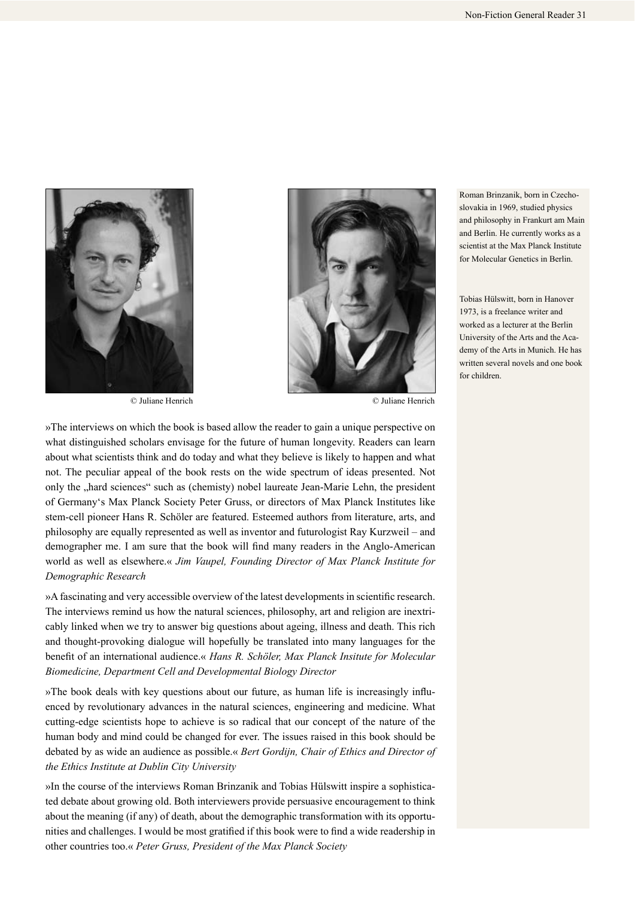© Juliane Henrich

© Juliane Henrich

Roman Brinzanik, born in Czechoslovakia in 1969, studied physics and philosophy in Frankurt am Main and Berlin. He currently works as a scientist at the Max Planck Institute for Molecular Genetics in Berlin.

Tobias Hülswitt, born in Hanover 1973, is a freelance writer and worked as a lecturer at the Berlin University of the Arts and the Academy of the Arts in Munich. He has written several novels and one book for children.

»The interviews on which the book is based allow the reader to gain a unique perspective on what distinguished scholars envisage for the future of human longevity. Readers can learn about what scientists think and do today and what they believe is likely to happen and what not. The peculiar appeal of the book rests on the wide spectrum of ideas presented. Not only the „hard sciences" such as (chemisty) nobel laureate Jean-Marie Lehn, the president of Germany's Max Planck Society Peter Gruss, or directors of Max Planck Institutes like stem-cell pioneer Hans R. Schöler are featured. Esteemed authors from literature, arts, and philosophy are equally represented as well as inventor and futurologist Ray Kurzweil – and demographer me. I am sure that the book will find many readers in the Anglo-American world as well as elsewhere.« *Jim Vaupel, Founding Director of Max Planck Institute for Demographic Research*

»A fascinating and very accessible overview of the latest developments in scientific research. The interviews remind us how the natural sciences, philosophy, art and religion are inextricably linked when we try to answer big questions about ageing, illness and death. This rich and thought-provoking dialogue will hopefully be translated into many languages for the benefit of an international audience.« *Hans R. Schöler, Max Planck Insitute for Molecular Biomedicine, Department Cell and Developmental Biology Director*

»The book deals with key questions about our future, as human life is increasingly influenced by revolutionary advances in the natural sciences, engineering and medicine. What cutting-edge scientists hope to achieve is so radical that our concept of the nature of the human body and mind could be changed for ever. The issues raised in this book should be debated by as wide an audience as possible.« *Bert Gordijn, Chair of Ethics and Director of the Ethics Institute at Dublin City University*

»In the course of the interviews Roman Brinzanik and Tobias Hülswitt inspire a sophisticated debate about growing old. Both interviewers provide persuasive encouragement to think about the meaning (if any) of death, about the demographic transformation with its opportunities and challenges. I would be most gratified if this book were to find a wide readership in other countries too.« *Peter Gruss, President of the Max Planck Society*